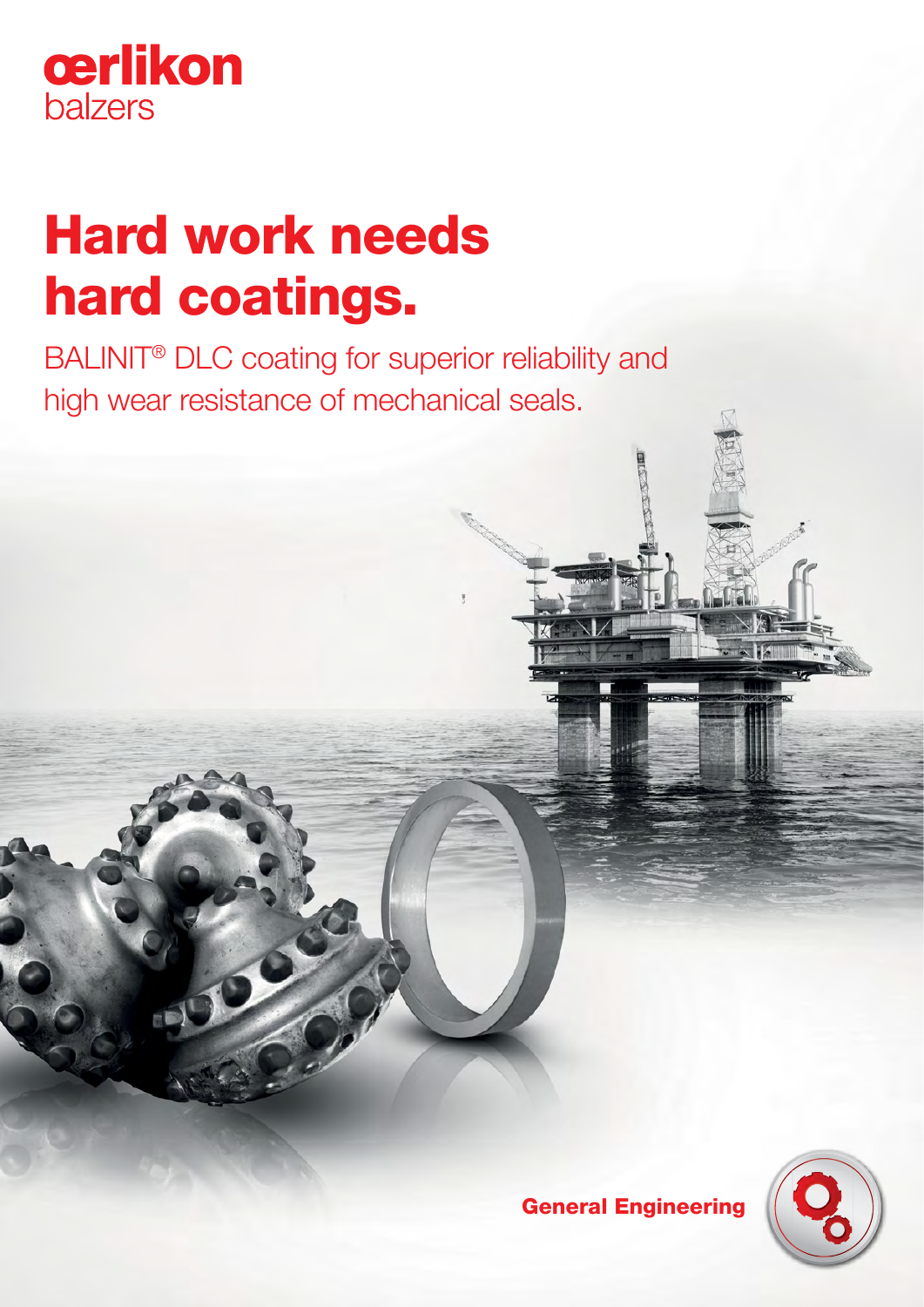oerlikon balzers

# Hard work needs hard coatings.

BALINIT® DLC coating for superior reliability and high wear resistance of mechanical seals.

**General Engineering**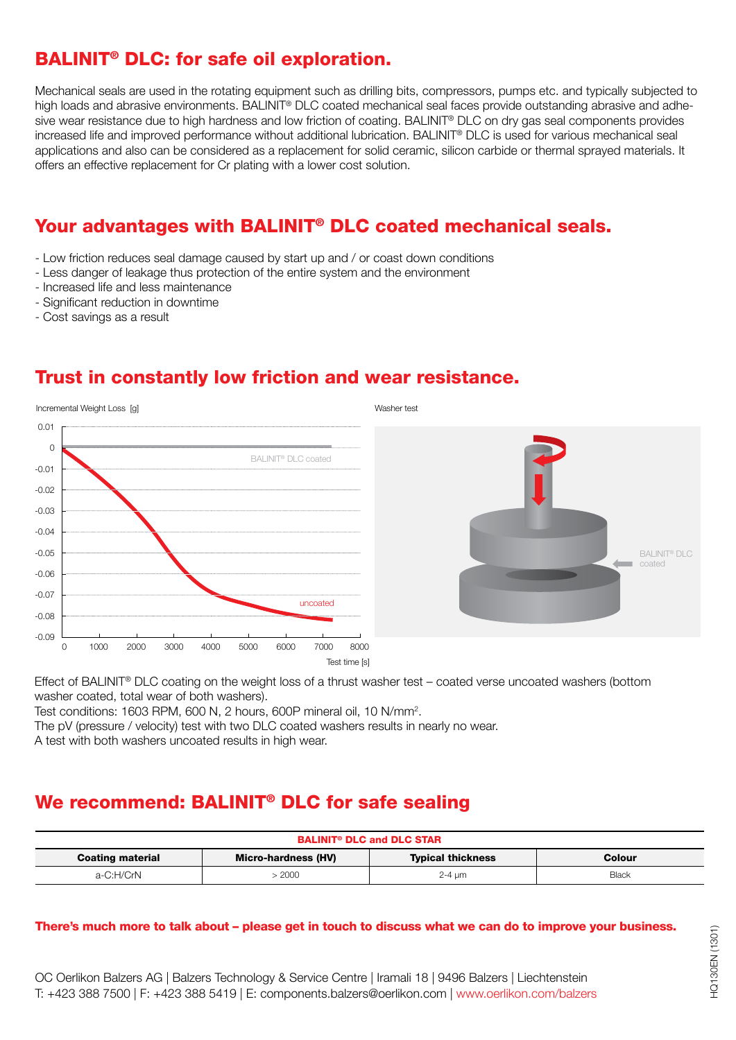## BALINIT® DLC: for safe oil exploration.

Mechanical seals are used in the rotating equipment such as drilling bits, compressors, pumps etc. and typically subjected to high loads and abrasive environments. BALINIT® DLC coated mechanical seal faces provide outstanding abrasive and adhesive wear resistance due to high hardness and low friction of coating. BALINIT® DLC on dry gas seal components provides increased life and improved performance without additional lubrication. BALINIT® DLC is used for various mechanical seal applications and also can be considered as a replacement for solid ceramic, silicon carbide or thermal sprayed materials. It offers an effective replacement for Cr plating with a lower cost solution.

## Your advantages with BALINIT® DLC coated mechanical seals.

- Low friction reduces seal damage caused by start up and / or coast down conditions
- Less danger of leakage thus protection of the entire system and the environment
- Increased life and less maintenance
- Significant reduction in downtime
- Cost savings as a result

## Trust in constantly low friction and wear resistance.

Incremental Weight Loss [g]

0.01
0
-0.01
-0.02
-0.03
-0.04
-0.05
-0.06
-0.07
-0.08
-0.09

0 1000 2000 3000 4000 5000 6000 7000 8000

Test time [s]

BALINIT® DLC coated

uncoated

Washer test

BALINIT® DLC coated

Effect of BALINIT® DLC coating on the weight loss of a thrust washer test – coated verse uncoated washers (bottom washer coated, total wear of both washers).
Test conditions: 1603 RPM, 600 N, 2 hours, 600P mineral oil, 10 N/mm².
The pV (pressure / velocity) test with two DLC coated washers results in nearly no wear.
A test with both washers uncoated results in high wear.

## We recommend: BALINIT® DLC for safe sealing

| BALINIT® DLC and DLC STAR | | | |
|---|---|---|---|
| **Coating material** | **Micro-hardness (HV)** | **Typical thickness** | **Colour** |
| a-C:H/CrN | > 2000 | 2-4 µm | Black |

**There's much more to talk about – please get in touch to discuss what we can do to improve your business.**

OC Oerlikon Balzers AG | Balzers Technology & Service Centre | Iramali 18 | 9496 Balzers | Liechtenstein
T: +423 388 7500 | F: +423 388 5419 | E: components.balzers@oerlikon.com | www.oerlikon.com/balzers

HQ130EN (1301)